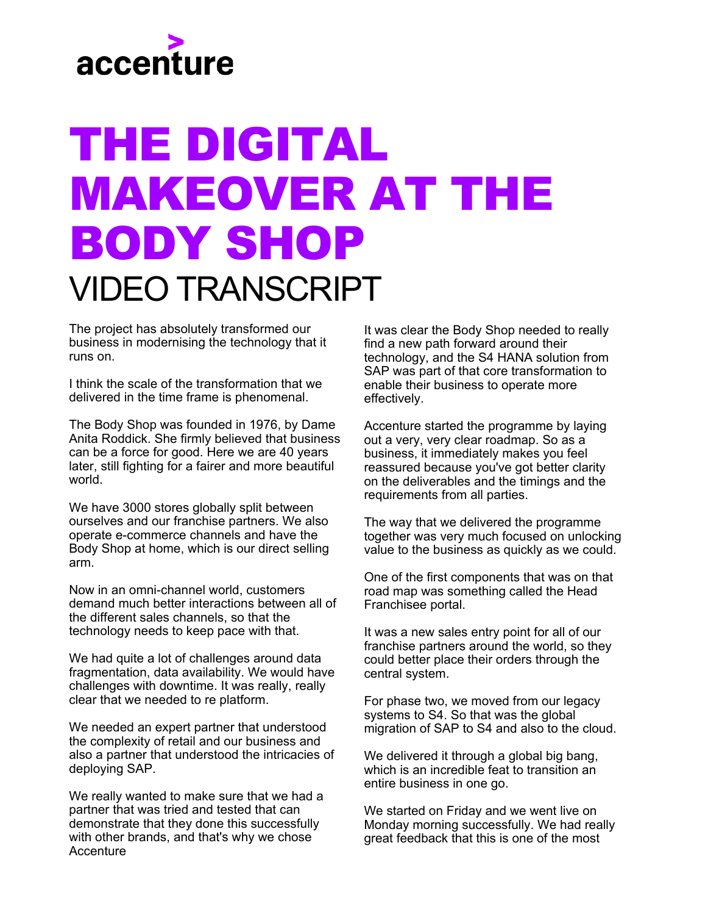accenture

# THE DIGITAL MAKEOVER AT THE BODY SHOP

## VIDEO TRANSCRIPT

The project has absolutely transformed our business in modernising the technology that it runs on.

I think the scale of the transformation that we delivered in the time frame is phenomenal.

The Body Shop was founded in 1976, by Dame Anita Roddick. She firmly believed that business can be a force for good. Here we are 40 years later, still fighting for a fairer and more beautiful world.

We have 3000 stores globally split between ourselves and our franchise partners. We also operate e-commerce channels and have the Body Shop at home, which is our direct selling arm.

Now in an omni-channel world, customers demand much better interactions between all of the different sales channels, so that the technology needs to keep pace with that.

We had quite a lot of challenges around data fragmentation, data availability. We would have challenges with downtime. It was really, really clear that we needed to re platform.

We needed an expert partner that understood the complexity of retail and our business and also a partner that understood the intricacies of deploying SAP.

We really wanted to make sure that we had a partner that was tried and tested that can demonstrate that they done this successfully with other brands, and that's why we chose Accenture

It was clear the Body Shop needed to really find a new path forward around their technology, and the S4 HANA solution from SAP was part of that core transformation to enable their business to operate more effectively.

Accenture started the programme by laying out a very, very clear roadmap. So as a business, it immediately makes you feel reassured because you've got better clarity on the deliverables and the timings and the requirements from all parties.

The way that we delivered the programme together was very much focused on unlocking value to the business as quickly as we could.

One of the first components that was on that road map was something called the Head Franchisee portal.

It was a new sales entry point for all of our franchise partners around the world, so they could better place their orders through the central system.

For phase two, we moved from our legacy systems to S4. So that was the global migration of SAP to S4 and also to the cloud.

We delivered it through a global big bang, which is an incredible feat to transition an entire business in one go.

We started on Friday and we went live on Monday morning successfully. We had really great feedback that this is one of the most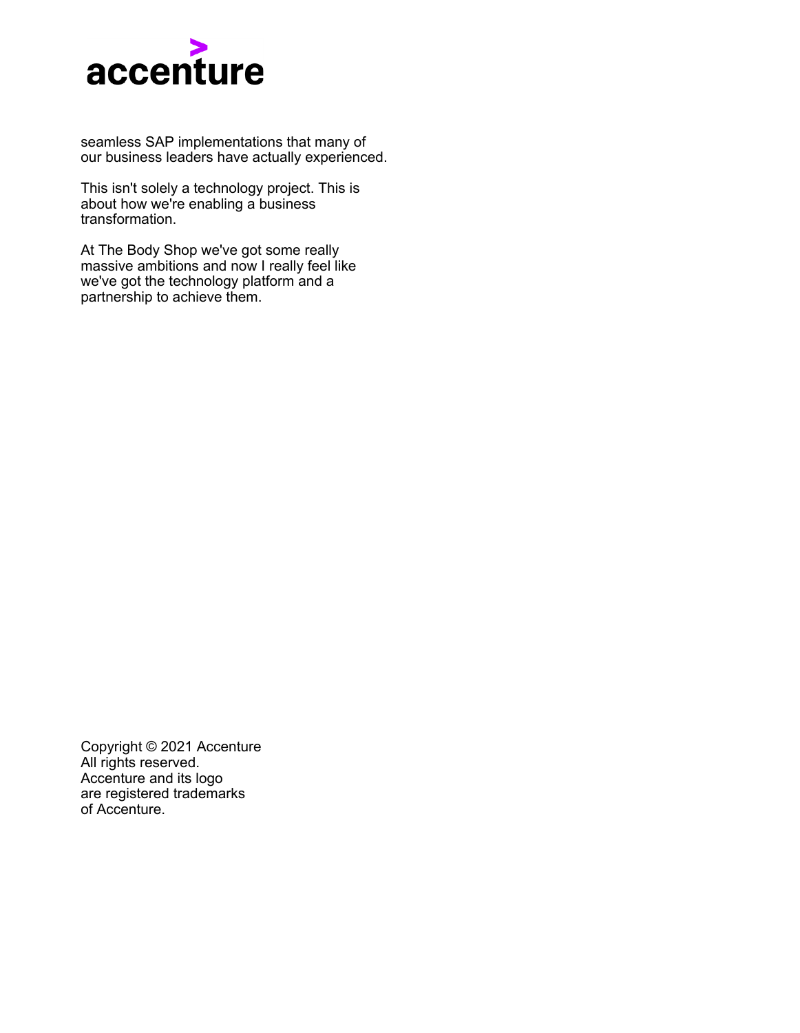seamless SAP implementations that many of our business leaders have actually experienced.

This isn't solely a technology project. This is about how we're enabling a business transformation.

At The Body Shop we've got some really massive ambitions and now I really feel like we've got the technology platform and a partnership to achieve them.

Copyright © 2021 Accenture
All rights reserved.
Accenture and its logo
are registered trademarks
of Accenture.